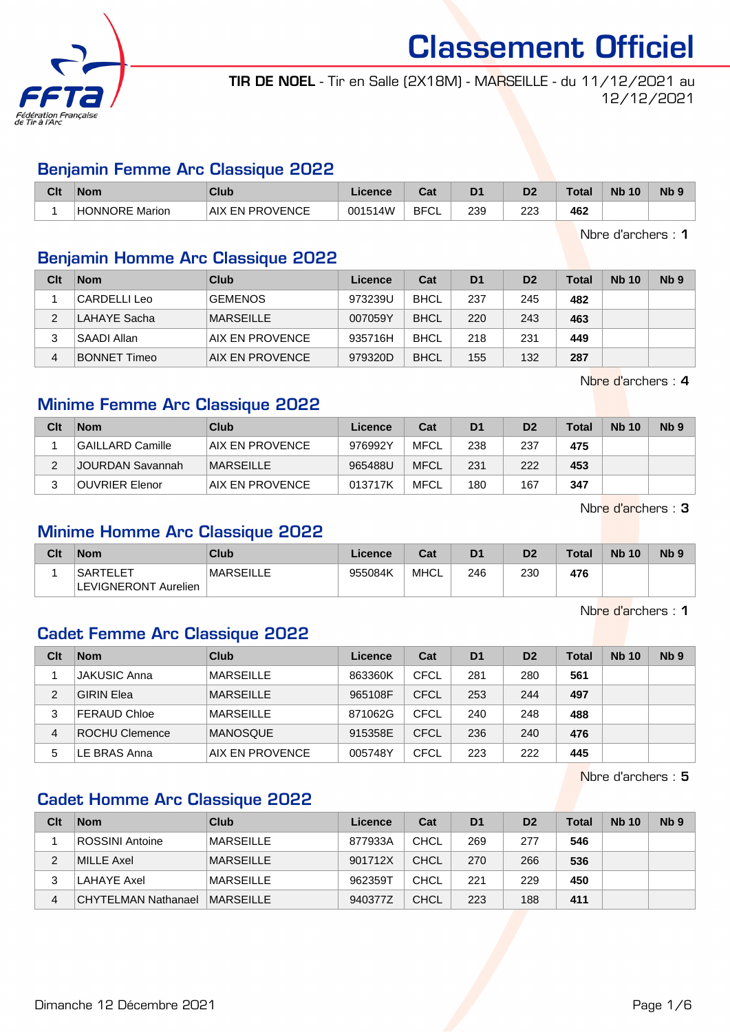# Classement Officiel

**TIR DE NOEL** - Tir en Salle (2X18M) - MARSEILLE - du 11/12/2021 au 12/12/2021

## Benjamin Femme Arc Classique 2022

| Clt | Nom | Club | Licence | Cat | D1 | D2 | Total | Nb 10 | Nb 9 |
|---|---|---|---|---|---|---|---|---|---|
| 1 | HONNORE Marion | AIX EN PROVENCE | 001514W | BFCL | 239 | 223 | **462** | | |

Nbre d'archers : **1**

## Benjamin Homme Arc Classique 2022

| Clt | Nom | Club | Licence | Cat | D1 | D2 | Total | Nb 10 | Nb 9 |
|---|---|---|---|---|---|---|---|---|---|
| 1 | CARDELLI Leo | GEMENOS | 973239U | BHCL | 237 | 245 | **482** | | |
| 2 | LAHAYE Sacha | MARSEILLE | 007059Y | BHCL | 220 | 243 | **463** | | |
| 3 | SAADI Allan | AIX EN PROVENCE | 935716H | BHCL | 218 | 231 | **449** | | |
| 4 | BONNET Timeo | AIX EN PROVENCE | 979320D | BHCL | 155 | 132 | **287** | | |

Nbre d'archers : **4**

## Minime Femme Arc Classique 2022

| Clt | Nom | Club | Licence | Cat | D1 | D2 | Total | Nb 10 | Nb 9 |
|---|---|---|---|---|---|---|---|---|---|
| 1 | GAILLARD Camille | AIX EN PROVENCE | 976992Y | MFCL | 238 | 237 | **475** | | |
| 2 | JOURDAN Savannah | MARSEILLE | 965488U | MFCL | 231 | 222 | **453** | | |
| 3 | OUVRIER Elenor | AIX EN PROVENCE | 013717K | MFCL | 180 | 167 | **347** | | |

Nbre d'archers : **3**

## Minime Homme Arc Classique 2022

| Clt | Nom | Club | Licence | Cat | D1 | D2 | Total | Nb 10 | Nb 9 |
|---|---|---|---|---|---|---|---|---|---|
| 1 | SARTELET LEVIGNERONT Aurelien | MARSEILLE | 955084K | MHCL | 246 | 230 | **476** | | |

Nbre d'archers : **1**

## Cadet Femme Arc Classique 2022

| Clt | Nom | Club | Licence | Cat | D1 | D2 | Total | Nb 10 | Nb 9 |
|---|---|---|---|---|---|---|---|---|---|
| 1 | JAKUSIC Anna | MARSEILLE | 863360K | CFCL | 281 | 280 | **561** | | |
| 2 | GIRIN Elea | MARSEILLE | 965108F | CFCL | 253 | 244 | **497** | | |
| 3 | FERAUD Chloe | MARSEILLE | 871062G | CFCL | 240 | 248 | **488** | | |
| 4 | ROCHU Clemence | MANOSQUE | 915358E | CFCL | 236 | 240 | **476** | | |
| 5 | LE BRAS Anna | AIX EN PROVENCE | 005748Y | CFCL | 223 | 222 | **445** | | |

Nbre d'archers : **5**

## Cadet Homme Arc Classique 2022

| Clt | Nom | Club | Licence | Cat | D1 | D2 | Total | Nb 10 | Nb 9 |
|---|---|---|---|---|---|---|---|---|---|
| 1 | ROSSINI Antoine | MARSEILLE | 877933A | CHCL | 269 | 277 | **546** | | |
| 2 | MILLE Axel | MARSEILLE | 901712X | CHCL | 270 | 266 | **536** | | |
| 3 | LAHAYE Axel | MARSEILLE | 962359T | CHCL | 221 | 229 | **450** | | |
| 4 | CHYTELMAN Nathanael | MARSEILLE | 940377Z | CHCL | 223 | 188 | **411** | | |

Dimanche 12 Décembre 2021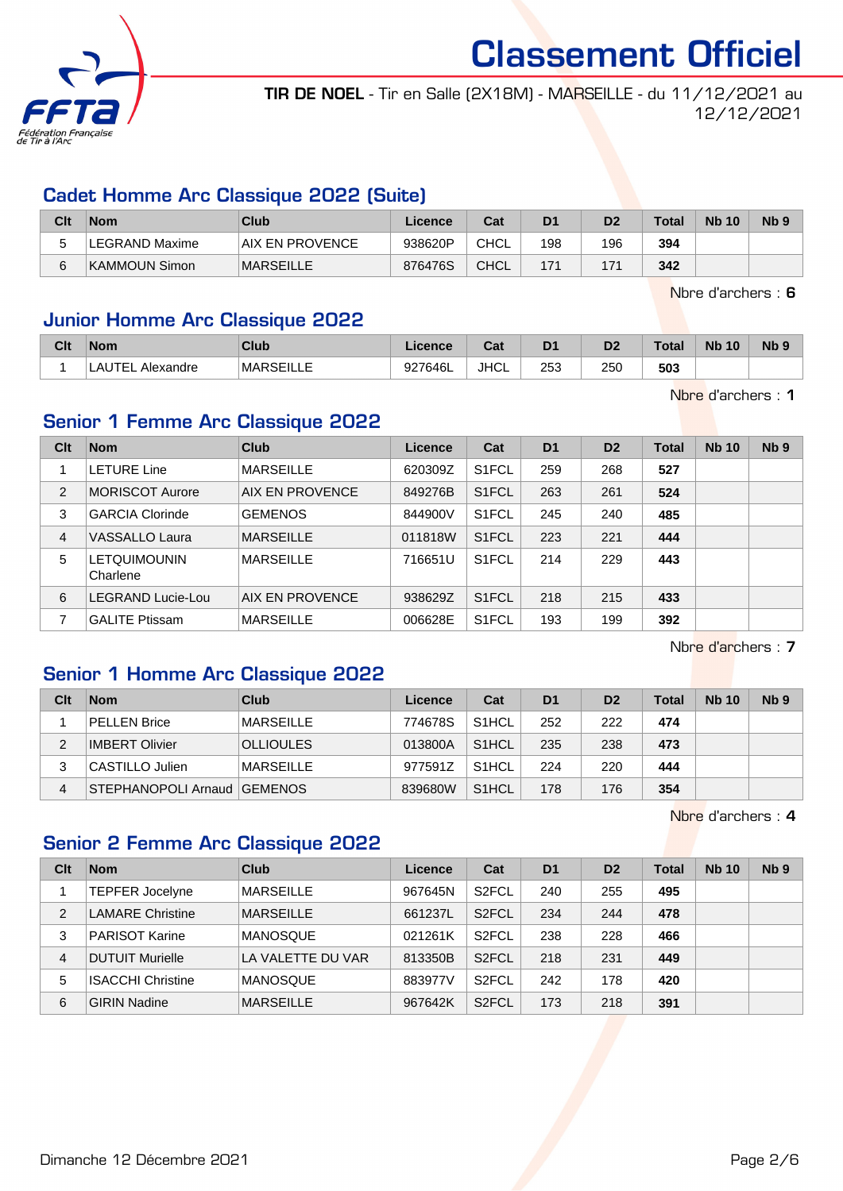# Classement Officiel

**TIR DE NOEL** - Tir en Salle (2X18M) - MARSEILLE - du 11/12/2021 au 12/12/2021

## Cadet Homme Arc Classique 2022 (Suite)

| Clt | Nom | Club | Licence | Cat | D1 | D2 | Total | Nb 10 | Nb 9 |
|---|---|---|---|---|---|---|---|---|---|
| 5 | LEGRAND Maxime | AIX EN PROVENCE | 938620P | CHCL | 198 | 196 | **394** | | |
| 6 | KAMMOUN Simon | MARSEILLE | 876476S | CHCL | 171 | 171 | **342** | | |

Nbre d'archers : **6**

## Junior Homme Arc Classique 2022

| Clt | Nom | Club | Licence | Cat | D1 | D2 | Total | Nb 10 | Nb 9 |
|---|---|---|---|---|---|---|---|---|---|
| 1 | LAUTEL Alexandre | MARSEILLE | 927646L | JHCL | 253 | 250 | **503** | | |

Nbre d'archers : **1**

## Senior 1 Femme Arc Classique 2022

| Clt | Nom | Club | Licence | Cat | D1 | D2 | Total | Nb 10 | Nb 9 |
|---|---|---|---|---|---|---|---|---|---|
| 1 | LETURE Line | MARSEILLE | 620309Z | S1FCL | 259 | 268 | **527** | | |
| 2 | MORISCOT Aurore | AIX EN PROVENCE | 849276B | S1FCL | 263 | 261 | **524** | | |
| 3 | GARCIA Clorinde | GEMENOS | 844900V | S1FCL | 245 | 240 | **485** | | |
| 4 | VASSALLO Laura | MARSEILLE | 011818W | S1FCL | 223 | 221 | **444** | | |
| 5 | LETQUIMOUNIN Charlene | MARSEILLE | 716651U | S1FCL | 214 | 229 | **443** | | |
| 6 | LEGRAND Lucie-Lou | AIX EN PROVENCE | 938629Z | S1FCL | 218 | 215 | **433** | | |
| 7 | GALITE Ptissam | MARSEILLE | 006628E | S1FCL | 193 | 199 | **392** | | |

Nbre d'archers : **7**

## Senior 1 Homme Arc Classique 2022

| Clt | Nom | Club | Licence | Cat | D1 | D2 | Total | Nb 10 | Nb 9 |
|---|---|---|---|---|---|---|---|---|---|
| 1 | PELLEN Brice | MARSEILLE | 774678S | S1HCL | 252 | 222 | **474** | | |
| 2 | IMBERT Olivier | OLLIOULES | 013800A | S1HCL | 235 | 238 | **473** | | |
| 3 | CASTILLO Julien | MARSEILLE | 977591Z | S1HCL | 224 | 220 | **444** | | |
| 4 | STEPHANOPOLI Arnaud | GEMENOS | 839680W | S1HCL | 178 | 176 | **354** | | |

Nbre d'archers : **4**

## Senior 2 Femme Arc Classique 2022

| Clt | Nom | Club | Licence | Cat | D1 | D2 | Total | Nb 10 | Nb 9 |
|---|---|---|---|---|---|---|---|---|---|
| 1 | TEPFER Jocelyne | MARSEILLE | 967645N | S2FCL | 240 | 255 | **495** | | |
| 2 | LAMARE Christine | MARSEILLE | 661237L | S2FCL | 234 | 244 | **478** | | |
| 3 | PARISOT Karine | MANOSQUE | 021261K | S2FCL | 238 | 228 | **466** | | |
| 4 | DUTUIT Murielle | LA VALETTE DU VAR | 813350B | S2FCL | 218 | 231 | **449** | | |
| 5 | ISACCHI Christine | MANOSQUE | 883977V | S2FCL | 242 | 178 | **420** | | |
| 6 | GIRIN Nadine | MARSEILLE | 967642K | S2FCL | 173 | 218 | **391** | | |

Dimanche 12 Décembre 2021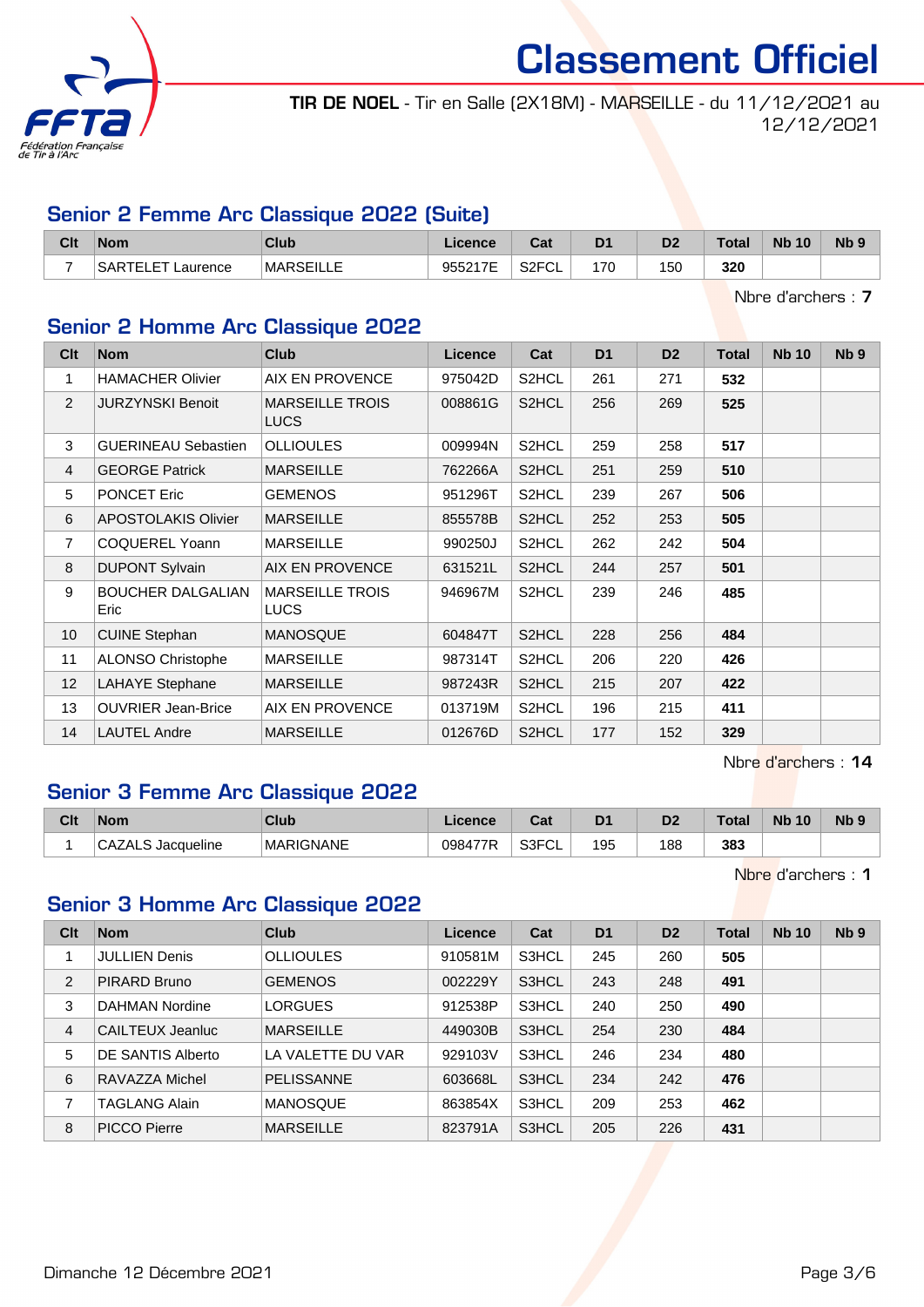# Classement Officiel

**TIR DE NOEL** - Tir en Salle (2X18M) - MARSEILLE - du 11/12/2021 au 12/12/2021

## Senior 2 Femme Arc Classique 2022 (Suite)

| Clt | Nom | Club | Licence | Cat | D1 | D2 | Total | Nb 10 | Nb 9 |
|---|---|---|---|---|---|---|---|---|---|
| 7 | SARTELET Laurence | MARSEILLE | 955217E | S2FCL | 170 | 150 | **320** | | |

Nbre d'archers : **7**

## Senior 2 Homme Arc Classique 2022

| Clt | Nom | Club | Licence | Cat | D1 | D2 | Total | Nb 10 | Nb 9 |
|---|---|---|---|---|---|---|---|---|---|
| 1 | HAMACHER Olivier | AIX EN PROVENCE | 975042D | S2HCL | 261 | 271 | **532** | | |
| 2 | JURZYNSKI Benoit | MARSEILLE TROIS LUCS | 008861G | S2HCL | 256 | 269 | **525** | | |
| 3 | GUERINEAU Sebastien | OLLIOULES | 009994N | S2HCL | 259 | 258 | **517** | | |
| 4 | GEORGE Patrick | MARSEILLE | 762266A | S2HCL | 251 | 259 | **510** | | |
| 5 | PONCET Eric | GEMENOS | 951296T | S2HCL | 239 | 267 | **506** | | |
| 6 | APOSTOLAKIS Olivier | MARSEILLE | 855578B | S2HCL | 252 | 253 | **505** | | |
| 7 | COQUEREL Yoann | MARSEILLE | 990250J | S2HCL | 262 | 242 | **504** | | |
| 8 | DUPONT Sylvain | AIX EN PROVENCE | 631521L | S2HCL | 244 | 257 | **501** | | |
| 9 | BOUCHER DALGALIAN Eric | MARSEILLE TROIS LUCS | 946967M | S2HCL | 239 | 246 | **485** | | |
| 10 | CUINE Stephan | MANOSQUE | 604847T | S2HCL | 228 | 256 | **484** | | |
| 11 | ALONSO Christophe | MARSEILLE | 987314T | S2HCL | 206 | 220 | **426** | | |
| 12 | LAHAYE Stephane | MARSEILLE | 987243R | S2HCL | 215 | 207 | **422** | | |
| 13 | OUVRIER Jean-Brice | AIX EN PROVENCE | 013719M | S2HCL | 196 | 215 | **411** | | |
| 14 | LAUTEL Andre | MARSEILLE | 012676D | S2HCL | 177 | 152 | **329** | | |

Nbre d'archers : **14**

## Senior 3 Femme Arc Classique 2022

| Clt | Nom | Club | Licence | Cat | D1 | D2 | Total | Nb 10 | Nb 9 |
|---|---|---|---|---|---|---|---|---|---|
| 1 | CAZALS Jacqueline | MARIGNANE | 098477R | S3FCL | 195 | 188 | **383** | | |

Nbre d'archers : **1**

## Senior 3 Homme Arc Classique 2022

| Clt | Nom | Club | Licence | Cat | D1 | D2 | Total | Nb 10 | Nb 9 |
|---|---|---|---|---|---|---|---|---|---|
| 1 | JULLIEN Denis | OLLIOULES | 910581M | S3HCL | 245 | 260 | **505** | | |
| 2 | PIRARD Bruno | GEMENOS | 002229Y | S3HCL | 243 | 248 | **491** | | |
| 3 | DAHMAN Nordine | LORGUES | 912538P | S3HCL | 240 | 250 | **490** | | |
| 4 | CAILTEUX Jeanluc | MARSEILLE | 449030B | S3HCL | 254 | 230 | **484** | | |
| 5 | DE SANTIS Alberto | LA VALETTE DU VAR | 929103V | S3HCL | 246 | 234 | **480** | | |
| 6 | RAVAZZA Michel | PELISSANNE | 603668L | S3HCL | 234 | 242 | **476** | | |
| 7 | TAGLANG Alain | MANOSQUE | 863854X | S3HCL | 209 | 253 | **462** | | |
| 8 | PICCO Pierre | MARSEILLE | 823791A | S3HCL | 205 | 226 | **431** | | |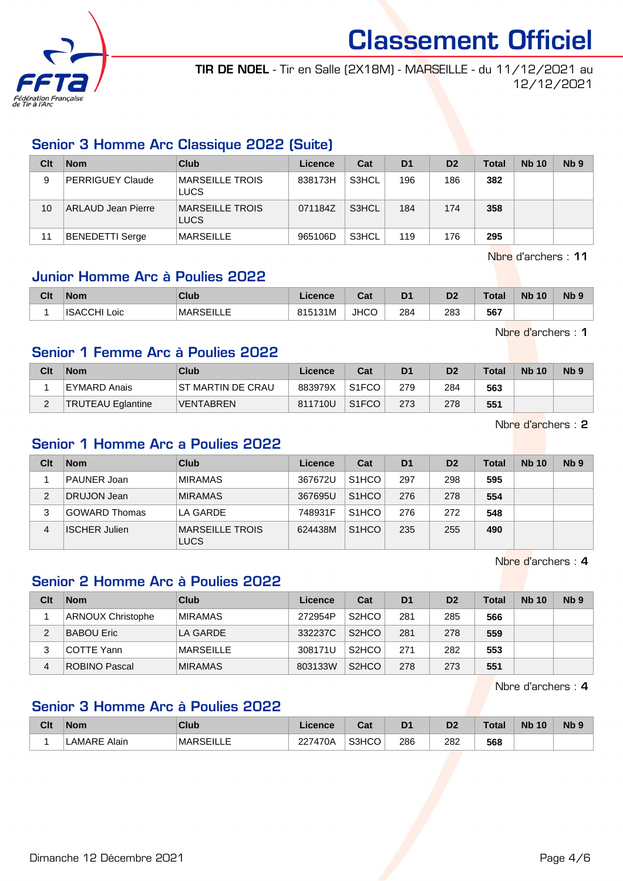# Classement Officiel

**TIR DE NOEL** - Tir en Salle (2X18M) - MARSEILLE - du 11/12/2021 au 12/12/2021

## Senior 3 Homme Arc Classique 2022 (Suite)

| Clt | Nom | Club | Licence | Cat | D1 | D2 | Total | Nb 10 | Nb 9 |
|---|---|---|---|---|---|---|---|---|---|
| 9 | PERRIGUEY Claude | MARSEILLE TROIS LUCS | 838173H | S3HCL | 196 | 186 | **382** | | |
| 10 | ARLAUD Jean Pierre | MARSEILLE TROIS LUCS | 071184Z | S3HCL | 184 | 174 | **358** | | |
| 11 | BENEDETTI Serge | MARSEILLE | 965106D | S3HCL | 119 | 176 | **295** | | |

Nbre d'archers : **11**

## Junior Homme Arc à Poulies 2022

| Clt | Nom | Club | Licence | Cat | D1 | D2 | Total | Nb 10 | Nb 9 |
|---|---|---|---|---|---|---|---|---|---|
| 1 | ISACCHI Loic | MARSEILLE | 815131M | JHCO | 284 | 283 | **567** | | |

Nbre d'archers : **1**

## Senior 1 Femme Arc à Poulies 2022

| Clt | Nom | Club | Licence | Cat | D1 | D2 | Total | Nb 10 | Nb 9 |
|---|---|---|---|---|---|---|---|---|---|
| 1 | EYMARD Anais | ST MARTIN DE CRAU | 883979X | S1FCO | 279 | 284 | **563** | | |
| 2 | TRUTEAU Eglantine | VENTABREN | 811710U | S1FCO | 273 | 278 | **551** | | |

Nbre d'archers : **2**

## Senior 1 Homme Arc a Poulies 2022

| Clt | Nom | Club | Licence | Cat | D1 | D2 | Total | Nb 10 | Nb 9 |
|---|---|---|---|---|---|---|---|---|---|
| 1 | PAUNER Joan | MIRAMAS | 367672U | S1HCO | 297 | 298 | **595** | | |
| 2 | DRUJON Jean | MIRAMAS | 367695U | S1HCO | 276 | 278 | **554** | | |
| 3 | GOWARD Thomas | LA GARDE | 748931F | S1HCO | 276 | 272 | **548** | | |
| 4 | ISCHER Julien | MARSEILLE TROIS LUCS | 624438M | S1HCO | 235 | 255 | **490** | | |

Nbre d'archers : **4**

## Senior 2 Homme Arc à Poulies 2022

| Clt | Nom | Club | Licence | Cat | D1 | D2 | Total | Nb 10 | Nb 9 |
|---|---|---|---|---|---|---|---|---|---|
| 1 | ARNOUX Christophe | MIRAMAS | 272954P | S2HCO | 281 | 285 | **566** | | |
| 2 | BABOU Eric | LA GARDE | 332237C | S2HCO | 281 | 278 | **559** | | |
| 3 | COTTE Yann | MARSEILLE | 308171U | S2HCO | 271 | 282 | **553** | | |
| 4 | ROBINO Pascal | MIRAMAS | 803133W | S2HCO | 278 | 273 | **551** | | |

Nbre d'archers : **4**

## Senior 3 Homme Arc à Poulies 2022

| Clt | Nom | Club | Licence | Cat | D1 | D2 | Total | Nb 10 | Nb 9 |
|---|---|---|---|---|---|---|---|---|---|
| 1 | LAMARE Alain | MARSEILLE | 227470A | S3HCO | 286 | 282 | **568** | | |

Dimanche 12 Décembre 2021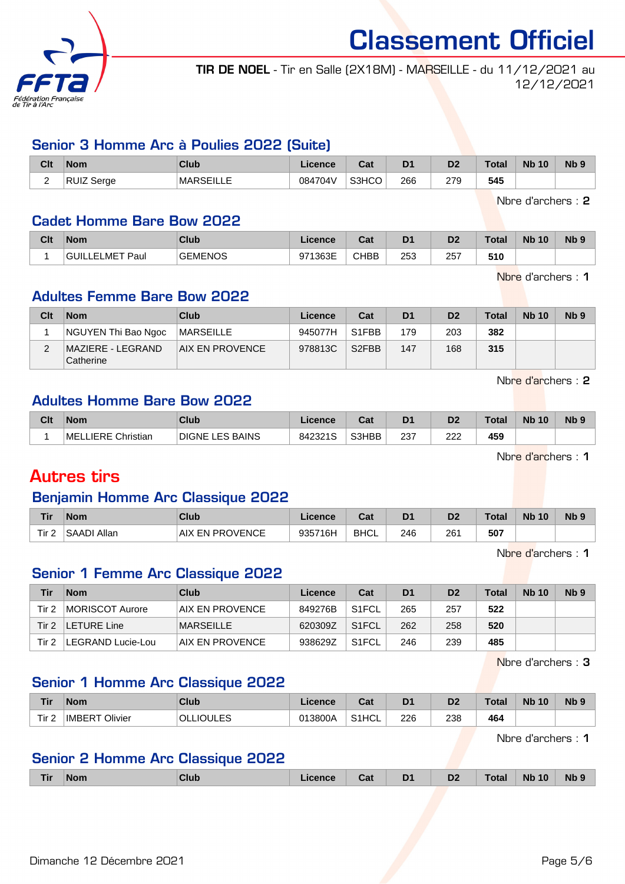# Classement Officiel

**TIR DE NOEL** - Tir en Salle (2X18M) - MARSEILLE - du 11/12/2021 au 12/12/2021

## Senior 3 Homme Arc à Poulies 2022 (Suite)

| Clt | Nom | Club | Licence | Cat | D1 | D2 | Total | Nb 10 | Nb 9 |
|---|---|---|---|---|---|---|---|---|---|
| 2 | RUIZ Serge | MARSEILLE | 084704V | S3HCO | 266 | 279 | **545** | | |

Nbre d'archers : **2**

## Cadet Homme Bare Bow 2022

| Clt | Nom | Club | Licence | Cat | D1 | D2 | Total | Nb 10 | Nb 9 |
|---|---|---|---|---|---|---|---|---|---|
| 1 | GUILLELMET Paul | GEMENOS | 971363E | CHBB | 253 | 257 | **510** | | |

Nbre d'archers : **1**

## Adultes Femme Bare Bow 2022

| Clt | Nom | Club | Licence | Cat | D1 | D2 | Total | Nb 10 | Nb 9 |
|---|---|---|---|---|---|---|---|---|---|
| 1 | NGUYEN Thi Bao Ngoc | MARSEILLE | 945077H | S1FBB | 179 | 203 | **382** | | |
| 2 | MAZIERE - LEGRAND Catherine | AIX EN PROVENCE | 978813C | S2FBB | 147 | 168 | **315** | | |

Nbre d'archers : **2**

## Adultes Homme Bare Bow 2022

| Clt | Nom | Club | Licence | Cat | D1 | D2 | Total | Nb 10 | Nb 9 |
|---|---|---|---|---|---|---|---|---|---|
| 1 | MELLIERE Christian | DIGNE LES BAINS | 842321S | S3HBB | 237 | 222 | **459** | | |

Nbre d'archers : **1**

# Autres tirs

## Benjamin Homme Arc Classique 2022

| Tir | Nom | Club | Licence | Cat | D1 | D2 | Total | Nb 10 | Nb 9 |
|---|---|---|---|---|---|---|---|---|---|
| Tir 2 | SAADI Allan | AIX EN PROVENCE | 935716H | BHCL | 246 | 261 | **507** | | |

Nbre d'archers : **1**

## Senior 1 Femme Arc Classique 2022

| Tir | Nom | Club | Licence | Cat | D1 | D2 | Total | Nb 10 | Nb 9 |
|---|---|---|---|---|---|---|---|---|---|
| Tir 2 | MORISCOT Aurore | AIX EN PROVENCE | 849276B | S1FCL | 265 | 257 | **522** | | |
| Tir 2 | LETURE Line | MARSEILLE | 620309Z | S1FCL | 262 | 258 | **520** | | |
| Tir 2 | LEGRAND Lucie-Lou | AIX EN PROVENCE | 938629Z | S1FCL | 246 | 239 | **485** | | |

Nbre d'archers : **3**

## Senior 1 Homme Arc Classique 2022

| Tir | Nom | Club | Licence | Cat | D1 | D2 | Total | Nb 10 | Nb 9 |
|---|---|---|---|---|---|---|---|---|---|
| Tir 2 | IMBERT Olivier | OLLIOULES | 013800A | S1HCL | 226 | 238 | **464** | | |

Nbre d'archers : **1**

## Senior 2 Homme Arc Classique 2022

| Tir | Nom | Club | Licence | Cat | D1 | D2 | Total | Nb 10 | Nb 9 |
|---|---|---|---|---|---|---|---|---|---|

Dimanche 12 Décembre 2021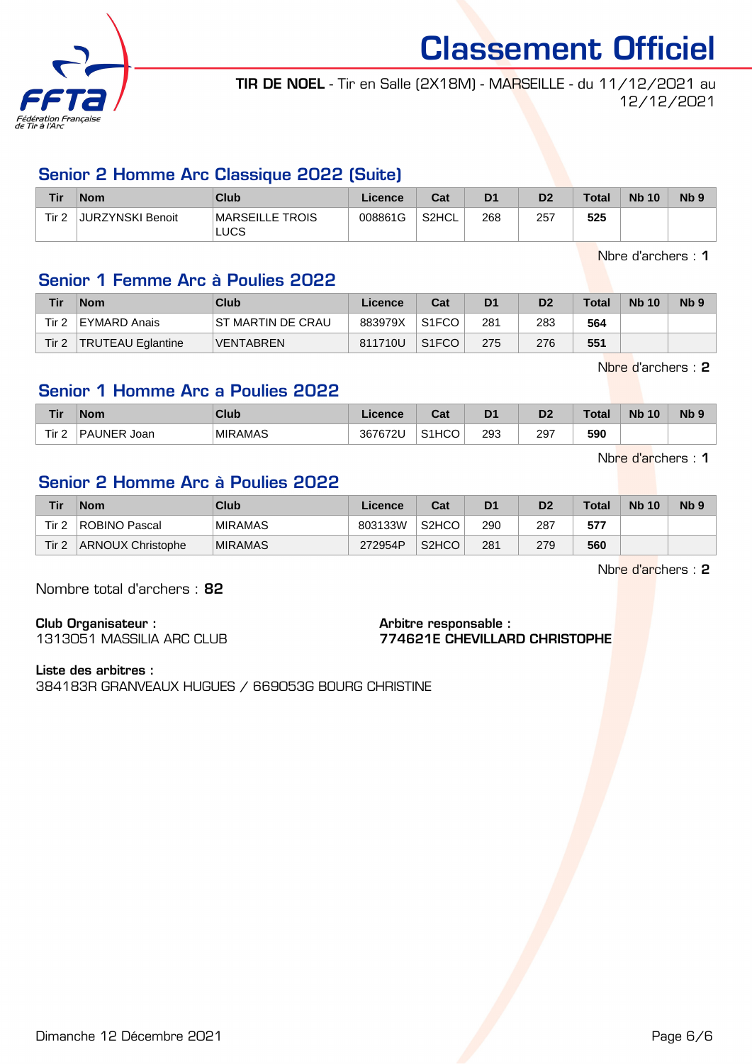# Classement Officiel

**TIR DE NOEL** - Tir en Salle (2X18M) - MARSEILLE - du 11/12/2021 au 12/12/2021

## Senior 2 Homme Arc Classique 2022 (Suite)

| Tir | Nom | Club | Licence | Cat | D1 | D2 | Total | Nb 10 | Nb 9 |
|---|---|---|---|---|---|---|---|---|---|
| Tir 2 | JURZYNSKI Benoit | MARSEILLE TROIS LUCS | 008861G | S2HCL | 268 | 257 | **525** | | |

Nbre d'archers : **1**

## Senior 1 Femme Arc à Poulies 2022

| Tir | Nom | Club | Licence | Cat | D1 | D2 | Total | Nb 10 | Nb 9 |
|---|---|---|---|---|---|---|---|---|---|
| Tir 2 | EYMARD Anais | ST MARTIN DE CRAU | 883979X | S1FCO | 281 | 283 | **564** | | |
| Tir 2 | TRUTEAU Eglantine | VENTABREN | 811710U | S1FCO | 275 | 276 | **551** | | |

Nbre d'archers : **2**

## Senior 1 Homme Arc a Poulies 2022

| Tir | Nom | Club | Licence | Cat | D1 | D2 | Total | Nb 10 | Nb 9 |
|---|---|---|---|---|---|---|---|---|---|
| Tir 2 | PAUNER Joan | MIRAMAS | 367672U | S1HCO | 293 | 297 | **590** | | |

Nbre d'archers : **1**

## Senior 2 Homme Arc à Poulies 2022

| Tir | Nom | Club | Licence | Cat | D1 | D2 | Total | Nb 10 | Nb 9 |
|---|---|---|---|---|---|---|---|---|---|
| Tir 2 | ROBINO Pascal | MIRAMAS | 803133W | S2HCO | 290 | 287 | **577** | | |
| Tir 2 | ARNOUX Christophe | MIRAMAS | 272954P | S2HCO | 281 | 279 | **560** | | |

Nbre d'archers : **2**

Nombre total d'archers : **82**

**Club Organisateur :**
1313051 MASSILIA ARC CLUB

**Arbitre responsable :**
**774621E CHEVILLARD CHRISTOPHE**

**Liste des arbitres :**
384183R GRANVEAUX HUGUES / 669053G BOURG CHRISTINE

Dimanche 12 Décembre 2021